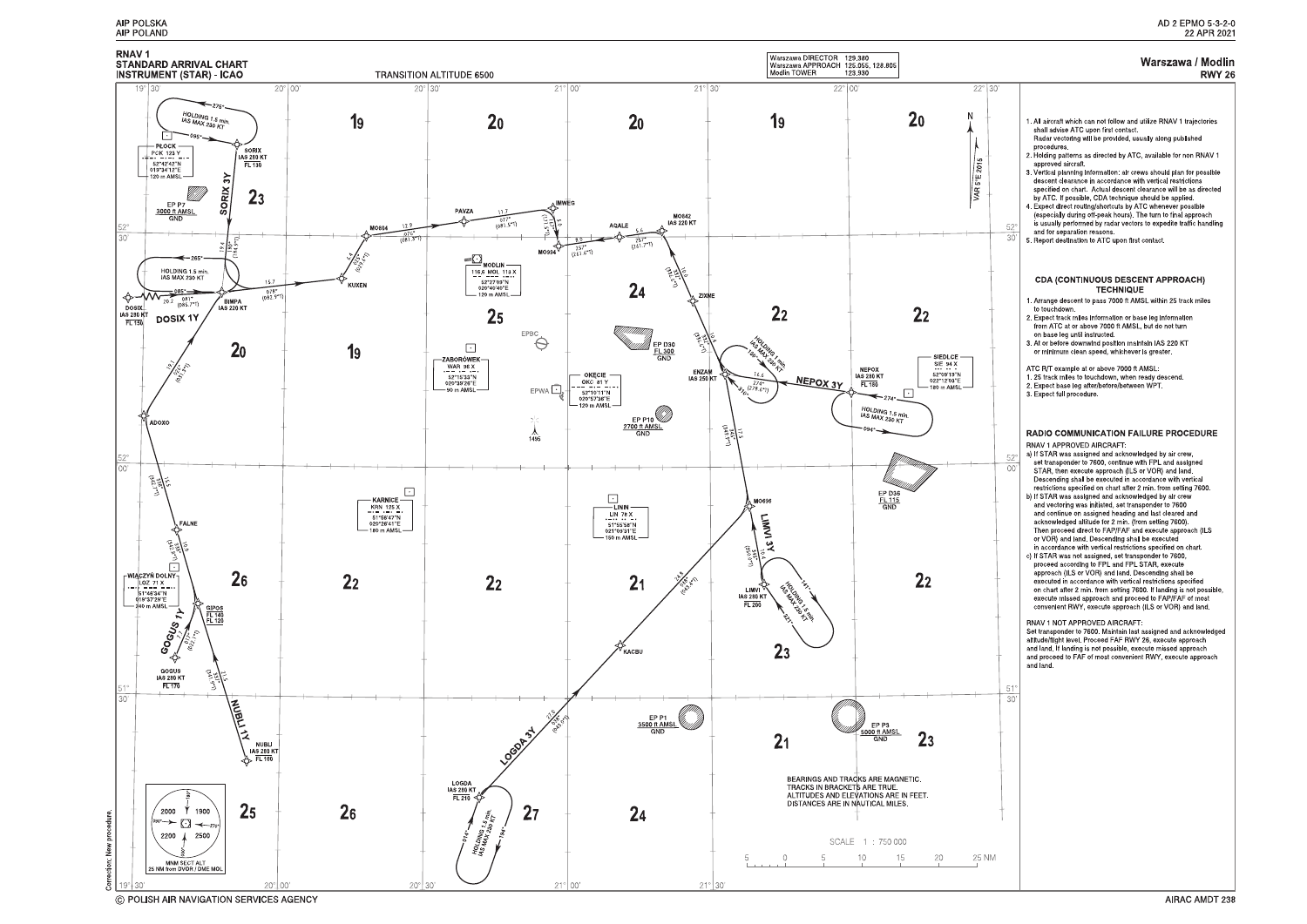# RNAV 1 STANDARD ARRIVAL CHART INSTRUMENT (STAR) - ICAO

TRANSITION ALTITUDE 6500

| | | |
|---|---|---|
| Warszawa DIRECTOR | 129.380 | |
| Warszawa APPROACH | 125.055, 128.805 | |
| Modlin TOWER | 123.930 | |

**Warszawa / Modlin RWY 26**

1. All aircraft which can not follow and utilize RNAV 1 trajectories shall advise ATC upon first contact. Radar vectoring will be provided, usually along published procedures.
2. Holding patterns as directed by ATC, available for non RNAV 1 approved aircraft.
3. Vertical planning information: air crews should plan for possible descent clearance in accordance with vertical restrictions specified on chart. Actual descent clearance will be as directed by ATC. If possible, CDA technique should be applied.
4. Expect direct routing/shortcuts by ATC whenever possible (especially during off-peak hours). The turn to final approach is usually performed by radar vectors to expedite traffic handling and for separation reasons.
5. Report destination to ATC upon first contact.

## CDA (CONTINUOUS DESCENT APPROACH) TECHNIQUE

1. Arrange descent to pass 7000 ft AMSL within 25 track miles to touchdown.
2. Expect track miles information or base leg information from ATC at or above 7000 ft AMSL, but do not turn on base leg until instructed.
3. At or before downwind position maintain IAS 220 KT or minimum clean speed, whichever is greater.

ATC R/T example at or above 7000 ft AMSL:
1. 25 track miles to touchdown, when ready descend.
2. Expect base leg after/before/between WPT.
3. Expect full procedure.

## RADIO COMMUNICATION FAILURE PROCEDURE

RNAV 1 APPROVED AIRCRAFT:

a) If STAR was assigned and acknowledged by air crew, set transponder to 7600, continue with FPL and assigned STAR, then execute approach (ILS or VOR) and land. Descending shall be executed in accordance with vertical restrictions specified on chart after 2 min. from setting 7600.

b) If STAR was assigned and acknowledged by air crew and vectoring was initiated, set transponder to 7600 and continue on assigned heading and last cleared and acknowledged altitude for 2 min. (from setting 7600). Then proceed direct to FAP/FAF and execute approach (ILS or VOR) and land. Descending shall be executed in accordance with vertical restrictions specified on chart.

c) If STAR was not assigned, set transponder to 7600, proceed according to FPL and FPL STAR, execute approach (ILS or VOR) and land. Descending shall be executed in accordance with vertical restrictions specified on chart after 2 min. from setting 7600. If landing is not possible, execute missed approach and proceed to FAP/FAF of most convenient RWY, execute approach (ILS or VOR) and land.

RNAV 1 NOT APPROVED AIRCRAFT:

Set transponder to 7600. Maintain last assigned and acknowledged altitude/flight level. Proceed FAF RWY 26, execute approach and land. If landing is not possible, execute missed approach and proceed to FAF of most convenient RWY, execute approach and land.

BEARINGS AND TRACKS ARE MAGNETIC.
TRACKS IN BRACKETS ARE TRUE.
ALTITUDES AND ELEVATIONS ARE IN FEET.
DISTANCES ARE IN NAUTICAL MILES.

SCALE 1 : 750 000

MNM SECT ALT 25 NM from DVOR / DME MOL: 2000, 1900, 2200, 2500

VAR 6°E 2015

Correction: New procedure.

© POLISH AIR NAVIGATION SERVICES AGENCY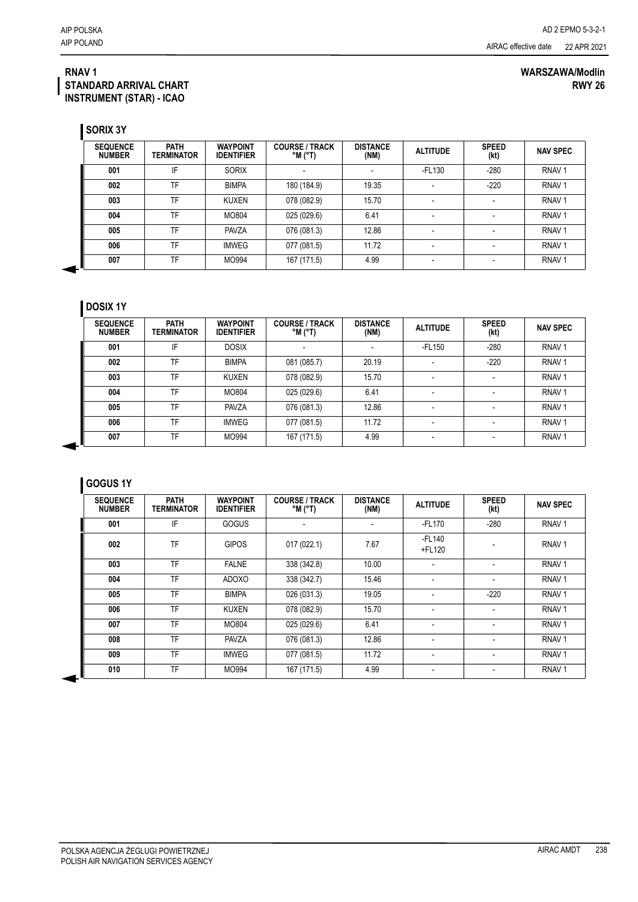**RNAV 1**
**STANDARD ARRIVAL CHART**
**INSTRUMENT (STAR) - ICAO**

**WARSZAWA/Modlin**
**RWY 26**

## SORIX 3Y

| SEQUENCE NUMBER | PATH TERMINATOR | WAYPOINT IDENTIFIER | COURSE / TRACK °M (°T) | DISTANCE (NM) | ALTITUDE | SPEED (kt) | NAV SPEC |
|---|---|---|---|---|---|---|---|
| 001 | IF | SORIX | - | - | -FL130 | -280 | RNAV 1 |
| 002 | TF | BIMPA | 180 (184.9) | 19.35 | - | -220 | RNAV 1 |
| 003 | TF | KUXEN | 078 (082.9) | 15.70 | - | - | RNAV 1 |
| 004 | TF | MO804 | 025 (029.6) | 6.41 | - | - | RNAV 1 |
| 005 | TF | PAVZA | 076 (081.3) | 12.86 | - | - | RNAV 1 |
| 006 | TF | IMWEG | 077 (081.5) | 11.72 | - | - | RNAV 1 |
| 007 | TF | MO994 | 167 (171.5) | 4.99 | - | - | RNAV 1 |

## DOSIX 1Y

| SEQUENCE NUMBER | PATH TERMINATOR | WAYPOINT IDENTIFIER | COURSE / TRACK °M (°T) | DISTANCE (NM) | ALTITUDE | SPEED (kt) | NAV SPEC |
|---|---|---|---|---|---|---|---|
| 001 | IF | DOSIX | - | - | -FL150 | -280 | RNAV 1 |
| 002 | TF | BIMPA | 081 (085.7) | 20.19 | - | -220 | RNAV 1 |
| 003 | TF | KUXEN | 078 (082.9) | 15.70 | - | - | RNAV 1 |
| 004 | TF | MO804 | 025 (029.6) | 6.41 | - | - | RNAV 1 |
| 005 | TF | PAVZA | 076 (081.3) | 12.86 | - | - | RNAV 1 |
| 006 | TF | IMWEG | 077 (081.5) | 11.72 | - | - | RNAV 1 |
| 007 | TF | MO994 | 167 (171.5) | 4.99 | - | - | RNAV 1 |

## GOGUS 1Y

| SEQUENCE NUMBER | PATH TERMINATOR | WAYPOINT IDENTIFIER | COURSE / TRACK °M (°T) | DISTANCE (NM) | ALTITUDE | SPEED (kt) | NAV SPEC |
|---|---|---|---|---|---|---|---|
| 001 | IF | GOGUS | - | - | -FL170 | -280 | RNAV 1 |
| 002 | TF | GIPOS | 017 (022.1) | 7.67 | -FL140 +FL120 | - | RNAV 1 |
| 003 | TF | FALNE | 338 (342.8) | 10.00 | - | - | RNAV 1 |
| 004 | TF | ADOXO | 338 (342.7) | 15.46 | - | - | RNAV 1 |
| 005 | TF | BIMPA | 026 (031.3) | 19.05 | - | -220 | RNAV 1 |
| 006 | TF | KUXEN | 078 (082.9) | 15.70 | - | - | RNAV 1 |
| 007 | TF | MO804 | 025 (029.6) | 6.41 | - | - | RNAV 1 |
| 008 | TF | PAVZA | 076 (081.3) | 12.86 | - | - | RNAV 1 |
| 009 | TF | IMWEG | 077 (081.5) | 11.72 | - | - | RNAV 1 |
| 010 | TF | MO994 | 167 (171.5) | 4.99 | - | - | RNAV 1 |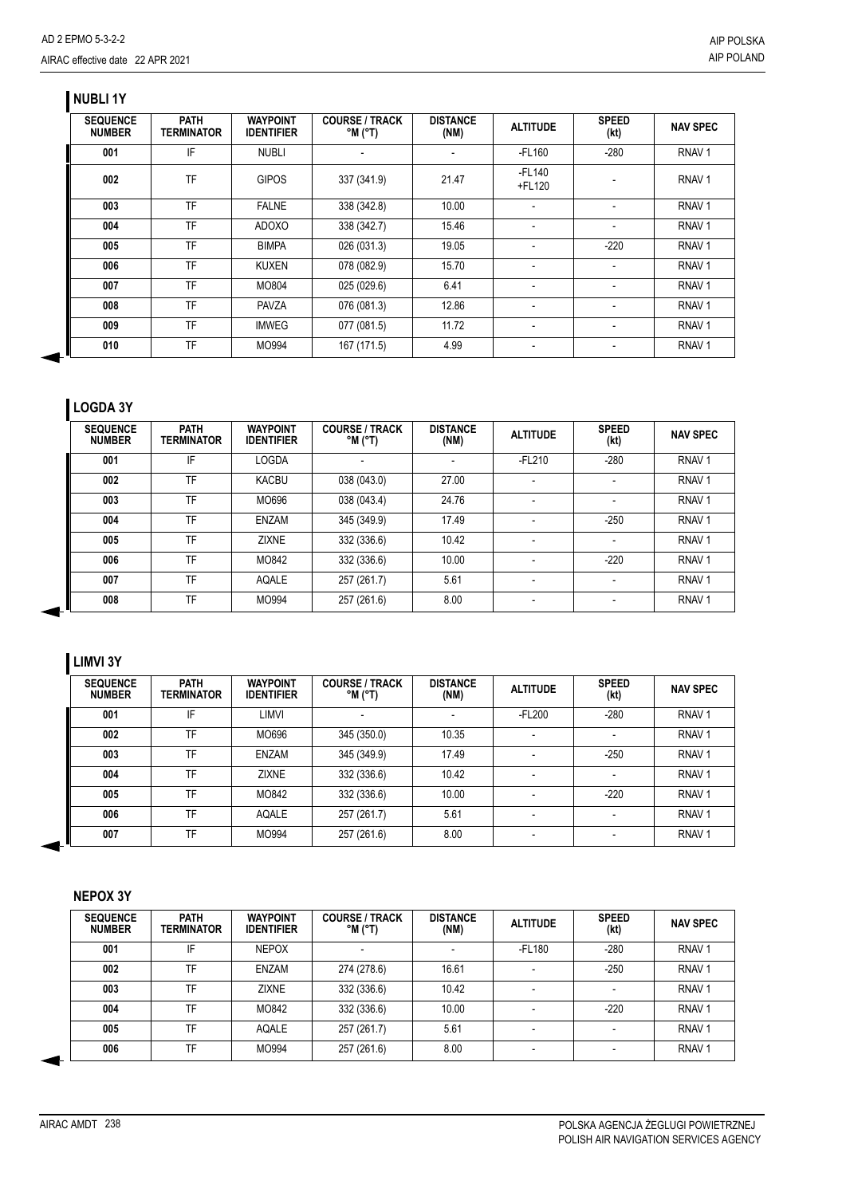## NUBLI 1Y

| SEQUENCE NUMBER | PATH TERMINATOR | WAYPOINT IDENTIFIER | COURSE / TRACK °M (°T) | DISTANCE (NM) | ALTITUDE | SPEED (kt) | NAV SPEC |
|---|---|---|---|---|---|---|---|
| 001 | IF | NUBLI | - | - | -FL160 | -280 | RNAV 1 |
| 002 | TF | GIPOS | 337 (341.9) | 21.47 | -FL140 +FL120 | - | RNAV 1 |
| 003 | TF | FALNE | 338 (342.8) | 10.00 | - | - | RNAV 1 |
| 004 | TF | ADOXO | 338 (342.7) | 15.46 | - | - | RNAV 1 |
| 005 | TF | BIMPA | 026 (031.3) | 19.05 | - | -220 | RNAV 1 |
| 006 | TF | KUXEN | 078 (082.9) | 15.70 | - | - | RNAV 1 |
| 007 | TF | MO804 | 025 (029.6) | 6.41 | - | - | RNAV 1 |
| 008 | TF | PAVZA | 076 (081.3) | 12.86 | - | - | RNAV 1 |
| 009 | TF | IMWEG | 077 (081.5) | 11.72 | - | - | RNAV 1 |
| 010 | TF | MO994 | 167 (171.5) | 4.99 | - | - | RNAV 1 |

## LOGDA 3Y

| SEQUENCE NUMBER | PATH TERMINATOR | WAYPOINT IDENTIFIER | COURSE / TRACK °M (°T) | DISTANCE (NM) | ALTITUDE | SPEED (kt) | NAV SPEC |
|---|---|---|---|---|---|---|---|
| 001 | IF | LOGDA | - | - | -FL210 | -280 | RNAV 1 |
| 002 | TF | KACBU | 038 (043.0) | 27.00 | - | - | RNAV 1 |
| 003 | TF | MO696 | 038 (043.4) | 24.76 | - | - | RNAV 1 |
| 004 | TF | ENZAM | 345 (349.9) | 17.49 | - | -250 | RNAV 1 |
| 005 | TF | ZIXNE | 332 (336.6) | 10.42 | - | - | RNAV 1 |
| 006 | TF | MO842 | 332 (336.6) | 10.00 | - | -220 | RNAV 1 |
| 007 | TF | AQALE | 257 (261.7) | 5.61 | - | - | RNAV 1 |
| 008 | TF | MO994 | 257 (261.6) | 8.00 | - | - | RNAV 1 |

## LIMVI 3Y

| SEQUENCE NUMBER | PATH TERMINATOR | WAYPOINT IDENTIFIER | COURSE / TRACK °M (°T) | DISTANCE (NM) | ALTITUDE | SPEED (kt) | NAV SPEC |
|---|---|---|---|---|---|---|---|
| 001 | IF | LIMVI | - | - | -FL200 | -280 | RNAV 1 |
| 002 | TF | MO696 | 345 (350.0) | 10.35 | - | - | RNAV 1 |
| 003 | TF | ENZAM | 345 (349.9) | 17.49 | - | -250 | RNAV 1 |
| 004 | TF | ZIXNE | 332 (336.6) | 10.42 | - | - | RNAV 1 |
| 005 | TF | MO842 | 332 (336.6) | 10.00 | - | -220 | RNAV 1 |
| 006 | TF | AQALE | 257 (261.7) | 5.61 | - | - | RNAV 1 |
| 007 | TF | MO994 | 257 (261.6) | 8.00 | - | - | RNAV 1 |

## NEPOX 3Y

| SEQUENCE NUMBER | PATH TERMINATOR | WAYPOINT IDENTIFIER | COURSE / TRACK °M (°T) | DISTANCE (NM) | ALTITUDE | SPEED (kt) | NAV SPEC |
|---|---|---|---|---|---|---|---|
| 001 | IF | NEPOX | - | - | -FL180 | -280 | RNAV 1 |
| 002 | TF | ENZAM | 274 (278.6) | 16.61 | - | -250 | RNAV 1 |
| 003 | TF | ZIXNE | 332 (336.6) | 10.42 | - | - | RNAV 1 |
| 004 | TF | MO842 | 332 (336.6) | 10.00 | - | -220 | RNAV 1 |
| 005 | TF | AQALE | 257 (261.7) | 5.61 | - | - | RNAV 1 |
| 006 | TF | MO994 | 257 (261.6) | 8.00 | - | - | RNAV 1 |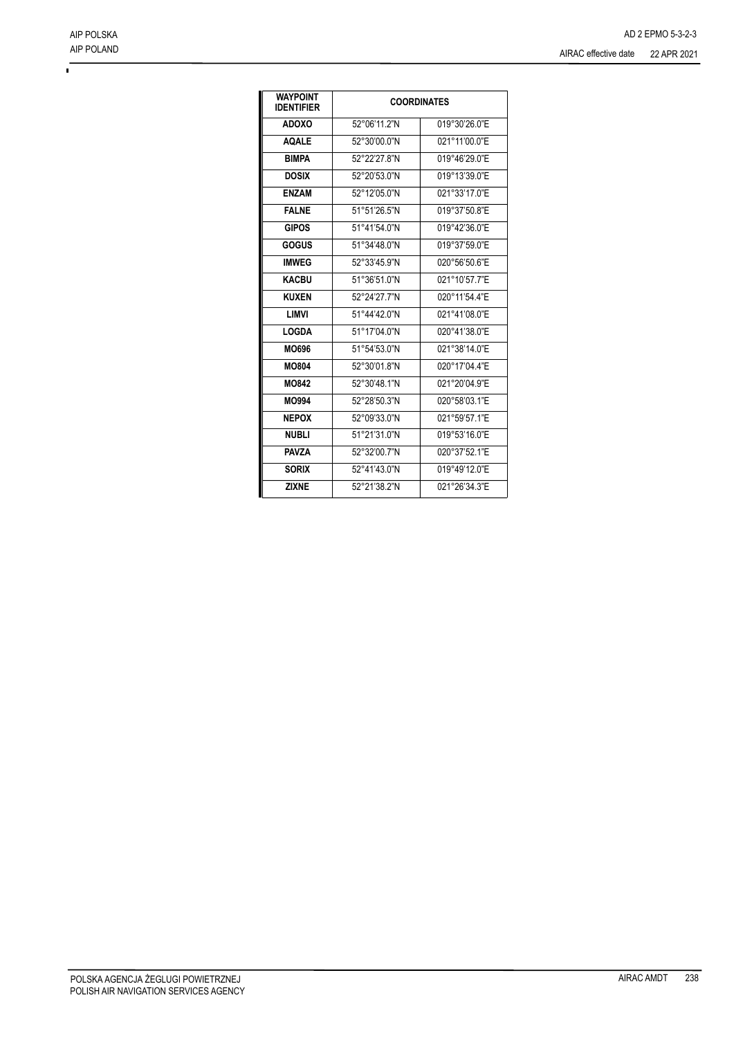| WAYPOINT IDENTIFIER | COORDINATES | |
|---|---|---|
| **ADOXO** | 52°06'11.2"N | 019°30'26.0"E |
| **AQALE** | 52°30'00.0"N | 021°11'00.0"E |
| **BIMPA** | 52°22'27.8"N | 019°46'29.0"E |
| **DOSIX** | 52°20'53.0"N | 019°13'39.0"E |
| **ENZAM** | 52°12'05.0"N | 021°33'17.0"E |
| **FALNE** | 51°51'26.5"N | 019°37'50.8"E |
| **GIPOS** | 51°41'54.0"N | 019°42'36.0"E |
| **GOGUS** | 51°34'48.0"N | 019°37'59.0"E |
| **IMWEG** | 52°33'45.9"N | 020°56'50.6"E |
| **KACBU** | 51°36'51.0"N | 021°10'57.7"E |
| **KUXEN** | 52°24'27.7"N | 020°11'54.4"E |
| **LIMVI** | 51°44'42.0"N | 021°41'08.0"E |
| **LOGDA** | 51°17'04.0"N | 020°41'38.0"E |
| **MO696** | 51°54'53.0"N | 021°38'14.0"E |
| **MO804** | 52°30'01.8"N | 020°17'04.4"E |
| **MO842** | 52°30'48.1"N | 021°20'04.9"E |
| **MO994** | 52°28'50.3"N | 020°58'03.1"E |
| **NEPOX** | 52°09'33.0"N | 021°59'57.1"E |
| **NUBLI** | 51°21'31.0"N | 019°53'16.0"E |
| **PAVZA** | 52°32'00.7"N | 020°37'52.1"E |
| **SORIX** | 52°41'43.0"N | 019°49'12.0"E |
| **ZIXNE** | 52°21'38.2"N | 021°26'34.3"E |